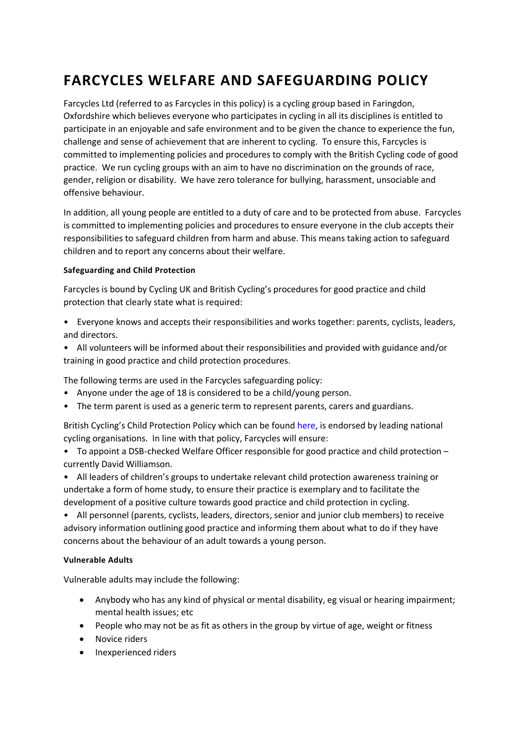# FARCYCLES WELFARE AND SAFEGUARDING POLICY

Farcycles Ltd (referred to as Farcycles in this policy) is a cycling group based in Faringdon, Oxfordshire which believes everyone who participates in cycling in all its disciplines is entitled to participate in an enjoyable and safe environment and to be given the chance to experience the fun, challenge and sense of achievement that are inherent to cycling. To ensure this, Farcycles is committed to implementing policies and procedures to comply with the British Cycling code of good practice. We run cycling groups with an aim to have no discrimination on the grounds of race, gender, religion or disability. We have zero tolerance for bullying, harassment, unsociable and offensive behaviour.

In addition, all young people are entitled to a duty of care and to be protected from abuse. Farcycles is committed to implementing policies and procedures to ensure everyone in the club accepts their responsibilities to safeguard children from harm and abuse. This means taking action to safeguard children and to report any concerns about their welfare.

**Safeguarding and Child Protection**

Farcycles is bound by Cycling UK and British Cycling's procedures for good practice and child protection that clearly state what is required:

- Everyone knows and accepts their responsibilities and works together: parents, cyclists, leaders, and directors.
- All volunteers will be informed about their responsibilities and provided with guidance and/or training in good practice and child protection procedures.

The following terms are used in the Farcycles safeguarding policy:

- Anyone under the age of 18 is considered to be a child/young person.
- The term parent is used as a generic term to represent parents, carers and guardians.

British Cycling's Child Protection Policy which can be found here, is endorsed by leading national cycling organisations. In line with that policy, Farcycles will ensure:

- To appoint a DSB-checked Welfare Officer responsible for good practice and child protection – currently David Williamson.
- All leaders of children's groups to undertake relevant child protection awareness training or undertake a form of home study, to ensure their practice is exemplary and to facilitate the development of a positive culture towards good practice and child protection in cycling.
- All personnel (parents, cyclists, leaders, directors, senior and junior club members) to receive advisory information outlining good practice and informing them about what to do if they have concerns about the behaviour of an adult towards a young person.

**Vulnerable Adults**

Vulnerable adults may include the following:

- Anybody who has any kind of physical or mental disability, eg visual or hearing impairment; mental health issues; etc
- People who may not be as fit as others in the group by virtue of age, weight or fitness
- Novice riders
- Inexperienced riders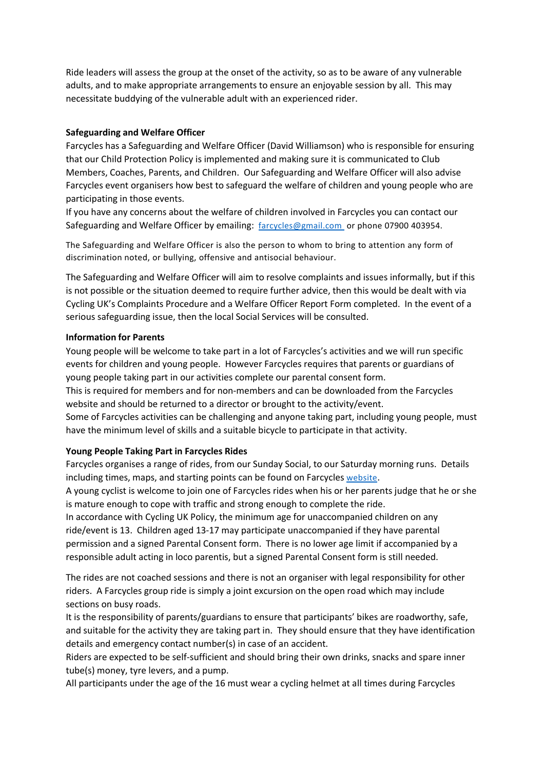Ride leaders will assess the group at the onset of the activity, so as to be aware of any vulnerable adults, and to make appropriate arrangements to ensure an enjoyable session by all. This may necessitate buddying of the vulnerable adult with an experienced rider.

**Safeguarding and Welfare Officer**

Farcycles has a Safeguarding and Welfare Officer (David Williamson) who is responsible for ensuring that our Child Protection Policy is implemented and making sure it is communicated to Club Members, Coaches, Parents, and Children. Our Safeguarding and Welfare Officer will also advise Farcycles event organisers how best to safeguard the welfare of children and young people who are participating in those events.

If you have any concerns about the welfare of children involved in Farcycles you can contact our Safeguarding and Welfare Officer by emailing: farcycles@gmail.com or phone 07900 403954.

The Safeguarding and Welfare Officer is also the person to whom to bring to attention any form of discrimination noted, or bullying, offensive and antisocial behaviour.

The Safeguarding and Welfare Officer will aim to resolve complaints and issues informally, but if this is not possible or the situation deemed to require further advice, then this would be dealt with via Cycling UK's Complaints Procedure and a Welfare Officer Report Form completed. In the event of a serious safeguarding issue, then the local Social Services will be consulted.

**Information for Parents**

Young people will be welcome to take part in a lot of Farcycles's activities and we will run specific events for children and young people. However Farcycles requires that parents or guardians of young people taking part in our activities complete our parental consent form.

This is required for members and for non-members and can be downloaded from the Farcycles website and should be returned to a director or brought to the activity/event.

Some of Farcycles activities can be challenging and anyone taking part, including young people, must have the minimum level of skills and a suitable bicycle to participate in that activity.

**Young People Taking Part in Farcycles Rides**

Farcycles organises a range of rides, from our Sunday Social, to our Saturday morning runs. Details including times, maps, and starting points can be found on Farcycles website.

A young cyclist is welcome to join one of Farcycles rides when his or her parents judge that he or she is mature enough to cope with traffic and strong enough to complete the ride.

In accordance with Cycling UK Policy, the minimum age for unaccompanied children on any ride/event is 13. Children aged 13-17 may participate unaccompanied if they have parental permission and a signed Parental Consent form. There is no lower age limit if accompanied by a responsible adult acting in loco parentis, but a signed Parental Consent form is still needed.

The rides are not coached sessions and there is not an organiser with legal responsibility for other riders. A Farcycles group ride is simply a joint excursion on the open road which may include sections on busy roads.

It is the responsibility of parents/guardians to ensure that participants' bikes are roadworthy, safe, and suitable for the activity they are taking part in. They should ensure that they have identification details and emergency contact number(s) in case of an accident.

Riders are expected to be self-sufficient and should bring their own drinks, snacks and spare inner tube(s) money, tyre levers, and a pump.

All participants under the age of the 16 must wear a cycling helmet at all times during Farcycles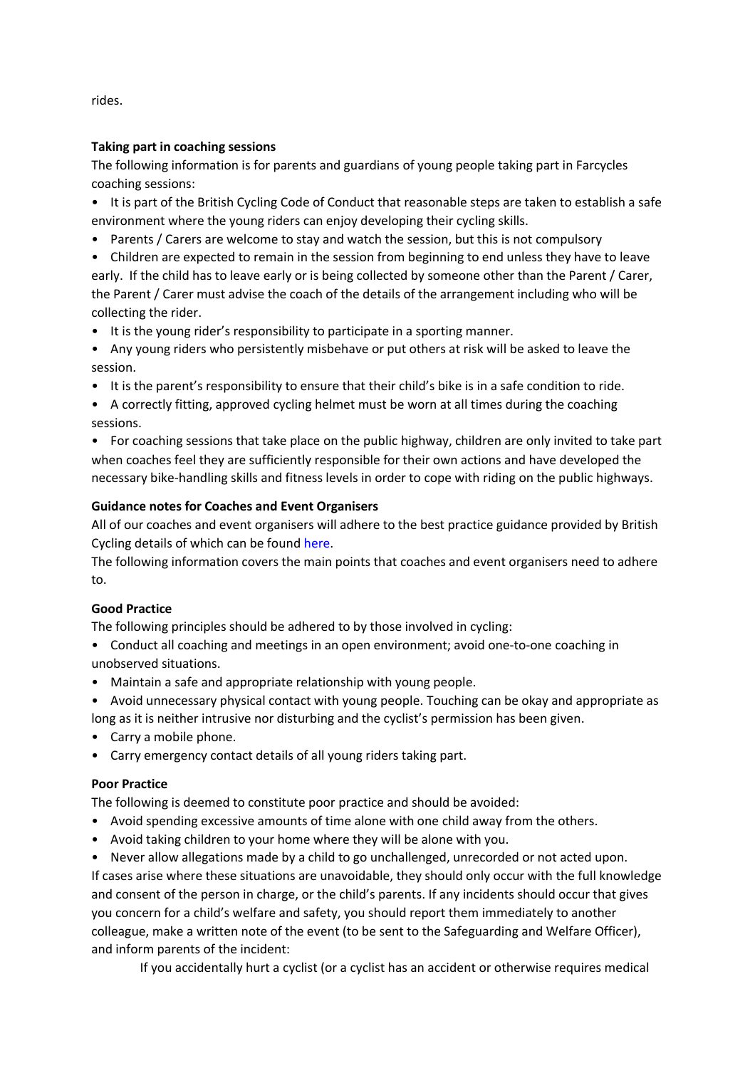rides.

**Taking part in coaching sessions**

The following information is for parents and guardians of young people taking part in Farcycles coaching sessions:

- It is part of the British Cycling Code of Conduct that reasonable steps are taken to establish a safe environment where the young riders can enjoy developing their cycling skills.
- Parents / Carers are welcome to stay and watch the session, but this is not compulsory
- Children are expected to remain in the session from beginning to end unless they have to leave early. If the child has to leave early or is being collected by someone other than the Parent / Carer, the Parent / Carer must advise the coach of the details of the arrangement including who will be collecting the rider.
- It is the young rider's responsibility to participate in a sporting manner.
- Any young riders who persistently misbehave or put others at risk will be asked to leave the session.
- It is the parent's responsibility to ensure that their child's bike is in a safe condition to ride.
- A correctly fitting, approved cycling helmet must be worn at all times during the coaching sessions.
- For coaching sessions that take place on the public highway, children are only invited to take part when coaches feel they are sufficiently responsible for their own actions and have developed the necessary bike-handling skills and fitness levels in order to cope with riding on the public highways.

**Guidance notes for Coaches and Event Organisers**

All of our coaches and event organisers will adhere to the best practice guidance provided by British Cycling details of which can be found here.

The following information covers the main points that coaches and event organisers need to adhere to.

**Good Practice**

The following principles should be adhered to by those involved in cycling:

- Conduct all coaching and meetings in an open environment; avoid one-to-one coaching in unobserved situations.
- Maintain a safe and appropriate relationship with young people.
- Avoid unnecessary physical contact with young people. Touching can be okay and appropriate as long as it is neither intrusive nor disturbing and the cyclist's permission has been given.
- Carry a mobile phone.
- Carry emergency contact details of all young riders taking part.

**Poor Practice**

The following is deemed to constitute poor practice and should be avoided:

- Avoid spending excessive amounts of time alone with one child away from the others.
- Avoid taking children to your home where they will be alone with you.
- Never allow allegations made by a child to go unchallenged, unrecorded or not acted upon.

If cases arise where these situations are unavoidable, they should only occur with the full knowledge and consent of the person in charge, or the child's parents. If any incidents should occur that gives you concern for a child's welfare and safety, you should report them immediately to another colleague, make a written note of the event (to be sent to the Safeguarding and Welfare Officer), and inform parents of the incident:

If you accidentally hurt a cyclist (or a cyclist has an accident or otherwise requires medical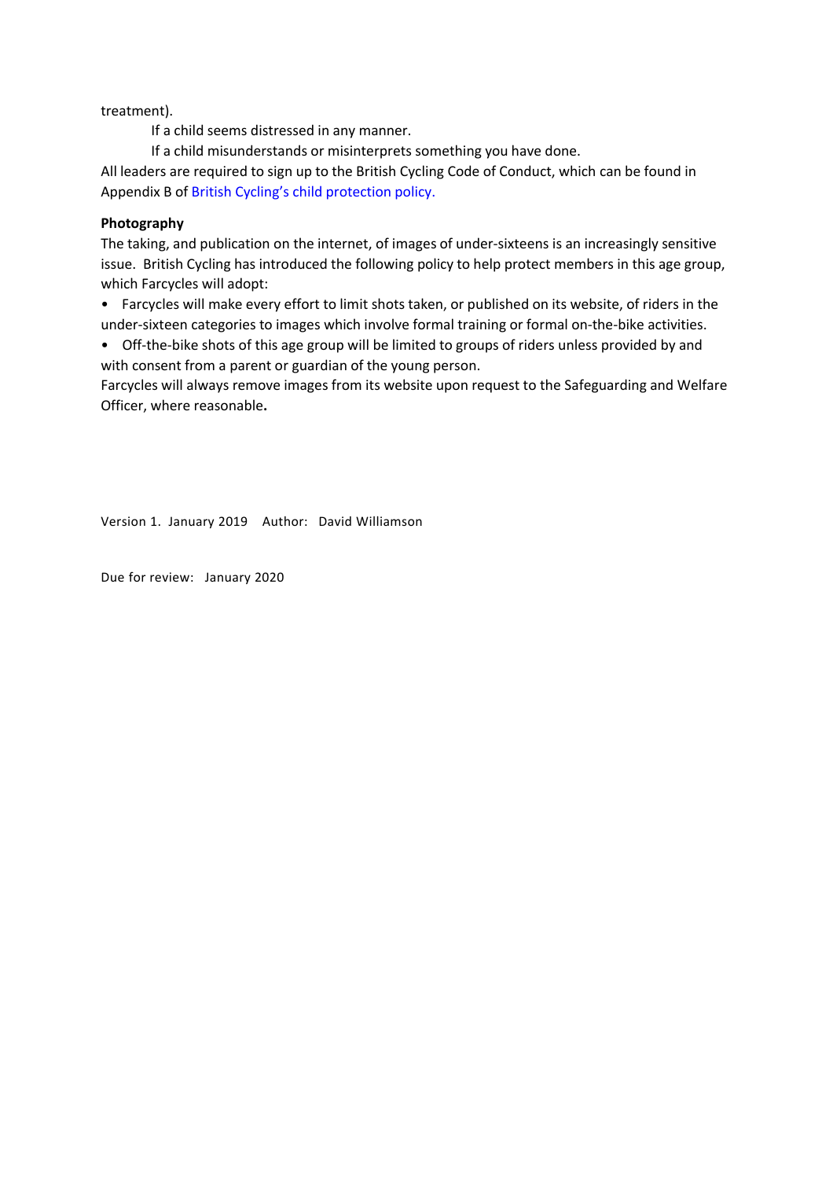treatment).

If a child seems distressed in any manner.

If a child misunderstands or misinterprets something you have done.

All leaders are required to sign up to the British Cycling Code of Conduct, which can be found in Appendix B of British Cycling's child protection policy.

**Photography**

The taking, and publication on the internet, of images of under-sixteens is an increasingly sensitive issue. British Cycling has introduced the following policy to help protect members in this age group, which Farcycles will adopt:

- Farcycles will make every effort to limit shots taken, or published on its website, of riders in the under-sixteen categories to images which involve formal training or formal on-the-bike activities.
- Off-the-bike shots of this age group will be limited to groups of riders unless provided by and with consent from a parent or guardian of the young person.

Farcycles will always remove images from its website upon request to the Safeguarding and Welfare Officer, where reasonable**.**

Version 1. January 2019 Author: David Williamson

Due for review: January 2020